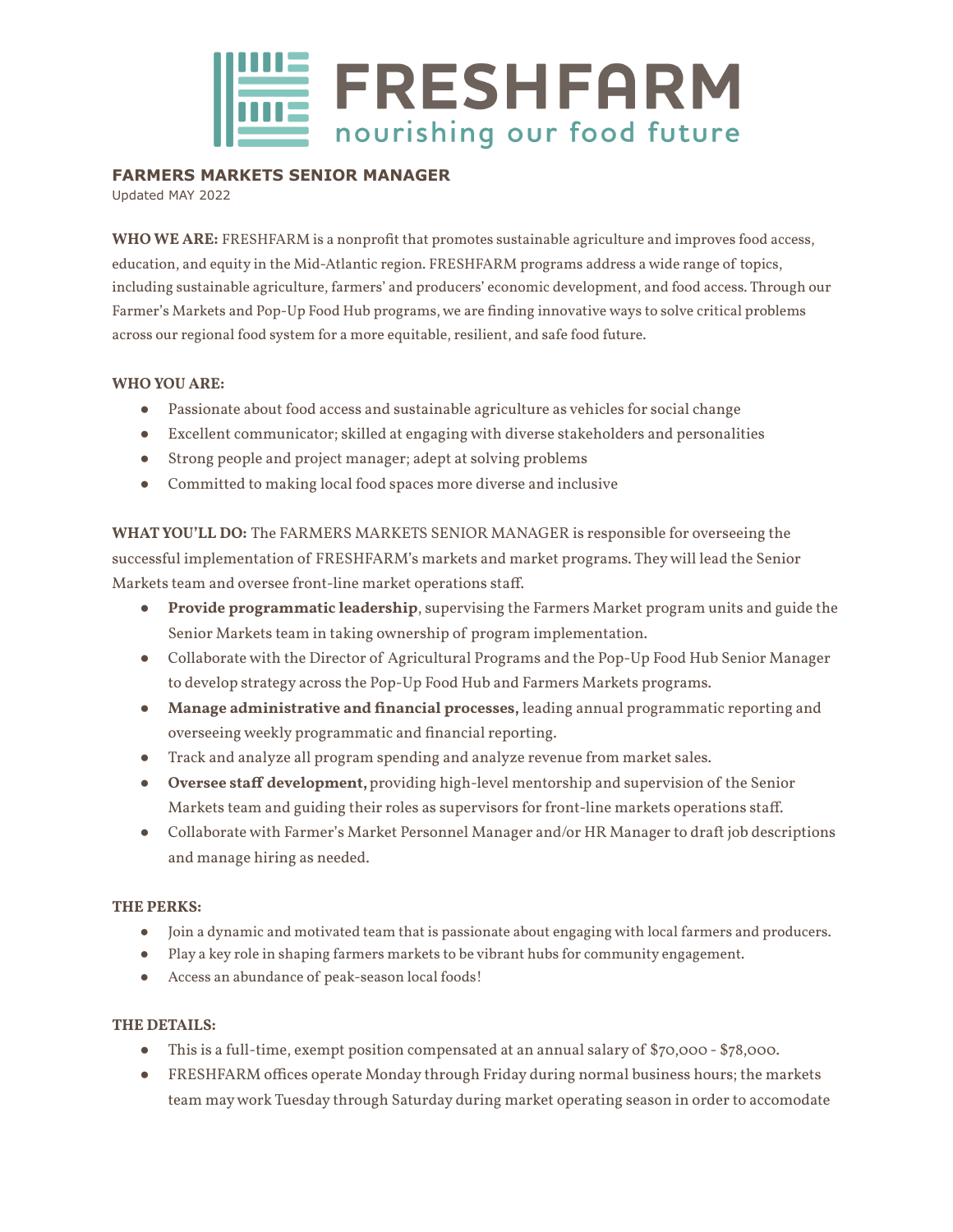FRESHFARM
nourishing our food future

# FARMERS MARKETS SENIOR MANAGER

Updated MAY 2022

**WHO WE ARE:** FRESHFARM is a nonprofit that promotes sustainable agriculture and improves food access, education, and equity in the Mid-Atlantic region. FRESHFARM programs address a wide range of topics, including sustainable agriculture, farmers' and producers' economic development, and food access. Through our Farmer's Markets and Pop-Up Food Hub programs, we are finding innovative ways to solve critical problems across our regional food system for a more equitable, resilient, and safe food future.

**WHO YOU ARE:**

- Passionate about food access and sustainable agriculture as vehicles for social change
- Excellent communicator; skilled at engaging with diverse stakeholders and personalities
- Strong people and project manager; adept at solving problems
- Committed to making local food spaces more diverse and inclusive

**WHAT YOU'LL DO:** The FARMERS MARKETS SENIOR MANAGER is responsible for overseeing the successful implementation of FRESHFARM's markets and market programs. They will lead the Senior Markets team and oversee front-line market operations staff.

- **Provide programmatic leadership**, supervising the Farmers Market program units and guide the Senior Markets team in taking ownership of program implementation.
- Collaborate with the Director of Agricultural Programs and the Pop-Up Food Hub Senior Manager to develop strategy across the Pop-Up Food Hub and Farmers Markets programs.
- **Manage administrative and financial processes,** leading annual programmatic reporting and overseeing weekly programmatic and financial reporting.
- Track and analyze all program spending and analyze revenue from market sales.
- **Oversee staff development,** providing high-level mentorship and supervision of the Senior Markets team and guiding their roles as supervisors for front-line markets operations staff.
- Collaborate with Farmer's Market Personnel Manager and/or HR Manager to draft job descriptions and manage hiring as needed.

**THE PERKS:**

- Join a dynamic and motivated team that is passionate about engaging with local farmers and producers.
- Play a key role in shaping farmers markets to be vibrant hubs for community engagement.
- Access an abundance of peak-season local foods!

**THE DETAILS:**

- This is a full-time, exempt position compensated at an annual salary of $70,000 - $78,000.
- FRESHFARM offices operate Monday through Friday during normal business hours; the markets team may work Tuesday through Saturday during market operating season in order to accomodate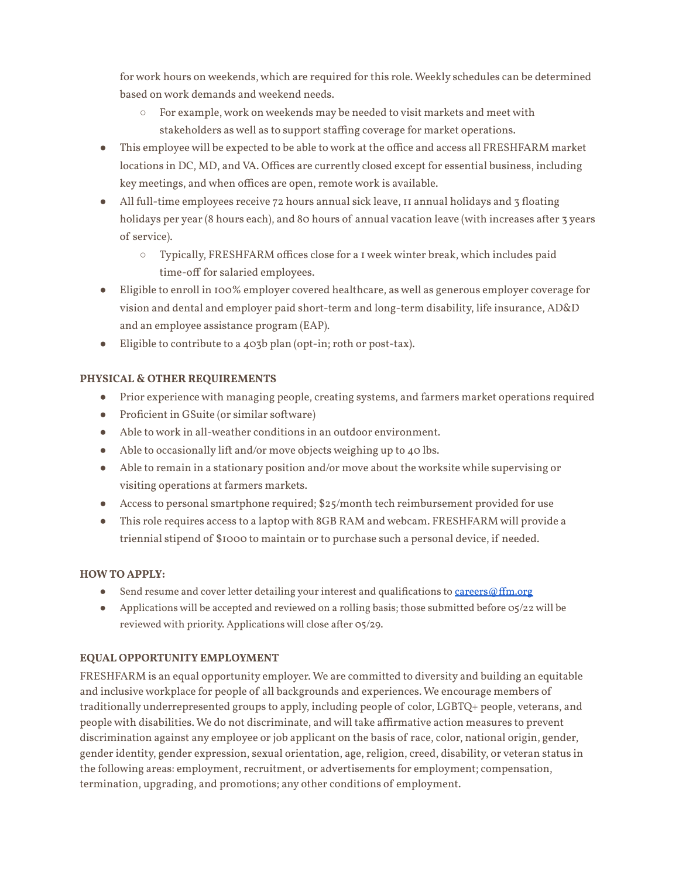for work hours on weekends, which are required for this role. Weekly schedules can be determined based on work demands and weekend needs.

  - For example, work on weekends may be needed to visit markets and meet with stakeholders as well as to support staffing coverage for market operations.

- This employee will be expected to be able to work at the office and access all FRESHFARM market locations in DC, MD, and VA. Offices are currently closed except for essential business, including key meetings, and when offices are open, remote work is available.
- All full-time employees receive 72 hours annual sick leave, 11 annual holidays and 3 floating holidays per year (8 hours each), and 80 hours of annual vacation leave (with increases after 3 years of service).
  - Typically, FRESHFARM offices close for a 1 week winter break, which includes paid time-off for salaried employees.
- Eligible to enroll in 100% employer covered healthcare, as well as generous employer coverage for vision and dental and employer paid short-term and long-term disability, life insurance, AD&D and an employee assistance program (EAP).
- Eligible to contribute to a 403b plan (opt-in; roth or post-tax).

**PHYSICAL & OTHER REQUIREMENTS**

- Prior experience with managing people, creating systems, and farmers market operations required
- Proficient in GSuite (or similar software)
- Able to work in all-weather conditions in an outdoor environment.
- Able to occasionally lift and/or move objects weighing up to 40 lbs.
- Able to remain in a stationary position and/or move about the worksite while supervising or visiting operations at farmers markets.
- Access to personal smartphone required; $25/month tech reimbursement provided for use
- This role requires access to a laptop with 8GB RAM and webcam. FRESHFARM will provide a triennial stipend of $1000 to maintain or to purchase such a personal device, if needed.

**HOW TO APPLY:**

- Send resume and cover letter detailing your interest and qualifications to careers@ffm.org
- Applications will be accepted and reviewed on a rolling basis; those submitted before 05/22 will be reviewed with priority. Applications will close after 05/29.

**EQUAL OPPORTUNITY EMPLOYMENT**

FRESHFARM is an equal opportunity employer. We are committed to diversity and building an equitable and inclusive workplace for people of all backgrounds and experiences. We encourage members of traditionally underrepresented groups to apply, including people of color, LGBTQ+ people, veterans, and people with disabilities. We do not discriminate, and will take affirmative action measures to prevent discrimination against any employee or job applicant on the basis of race, color, national origin, gender, gender identity, gender expression, sexual orientation, age, religion, creed, disability, or veteran status in the following areas: employment, recruitment, or advertisements for employment; compensation, termination, upgrading, and promotions; any other conditions of employment.